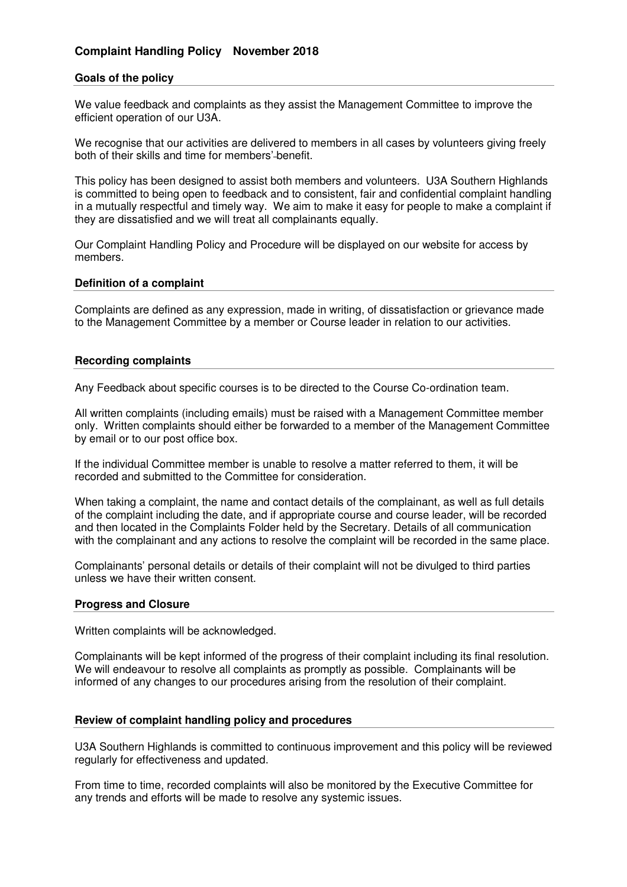# Complaint Handling Policy November 2018

## Goals of the policy

We value feedback and complaints as they assist the Management Committee to improve the efficient operation of our U3A.

We recognise that our activities are delivered to members in all cases by volunteers giving freely both of their skills and time for members' benefit.

This policy has been designed to assist both members and volunteers. U3A Southern Highlands is committed to being open to feedback and to consistent, fair and confidential complaint handling in a mutually respectful and timely way. We aim to make it easy for people to make a complaint if they are dissatisfied and we will treat all complainants equally.

Our Complaint Handling Policy and Procedure will be displayed on our website for access by members.

## Definition of a complaint

Complaints are defined as any expression, made in writing, of dissatisfaction or grievance made to the Management Committee by a member or Course leader in relation to our activities.

## Recording complaints

Any Feedback about specific courses is to be directed to the Course Co-ordination team.

All written complaints (including emails) must be raised with a Management Committee member only. Written complaints should either be forwarded to a member of the Management Committee by email or to our post office box.

If the individual Committee member is unable to resolve a matter referred to them, it will be recorded and submitted to the Committee for consideration.

When taking a complaint, the name and contact details of the complainant, as well as full details of the complaint including the date, and if appropriate course and course leader, will be recorded and then located in the Complaints Folder held by the Secretary. Details of all communication with the complainant and any actions to resolve the complaint will be recorded in the same place.

Complainants' personal details or details of their complaint will not be divulged to third parties unless we have their written consent.

## Progress and Closure

Written complaints will be acknowledged.

Complainants will be kept informed of the progress of their complaint including its final resolution. We will endeavour to resolve all complaints as promptly as possible. Complainants will be informed of any changes to our procedures arising from the resolution of their complaint.

## Review of complaint handling policy and procedures

U3A Southern Highlands is committed to continuous improvement and this policy will be reviewed regularly for effectiveness and updated.

From time to time, recorded complaints will also be monitored by the Executive Committee for any trends and efforts will be made to resolve any systemic issues.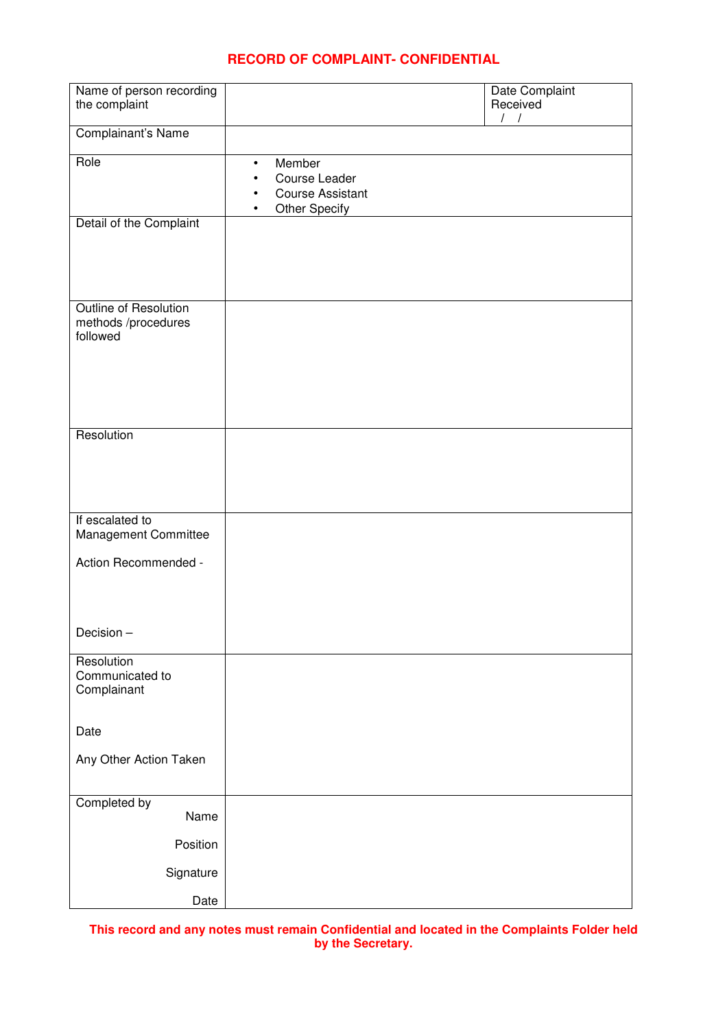# RECORD OF COMPLAINT- CONFIDENTIAL

| | | |
|---|---|---|
| Name of person recording the complaint | | Date Complaint Received<br>/ / |
| Complainant's Name | | |
| Role | • Member<br>• Course Leader<br>• Course Assistant<br>• Other Specify | |
| Detail of the Complaint | | |
| Outline of Resolution methods /procedures followed | | |
| Resolution | | |
| If escalated to Management Committee<br><br>Action Recommended -<br><br>Decision – | | |
| Resolution Communicated to Complainant<br><br>Date<br><br>Any Other Action Taken | | |
| Completed by<br>Name<br>Position<br>Signature<br>Date | | |

**This record and any notes must remain Confidential and located in the Complaints Folder held by the Secretary.**